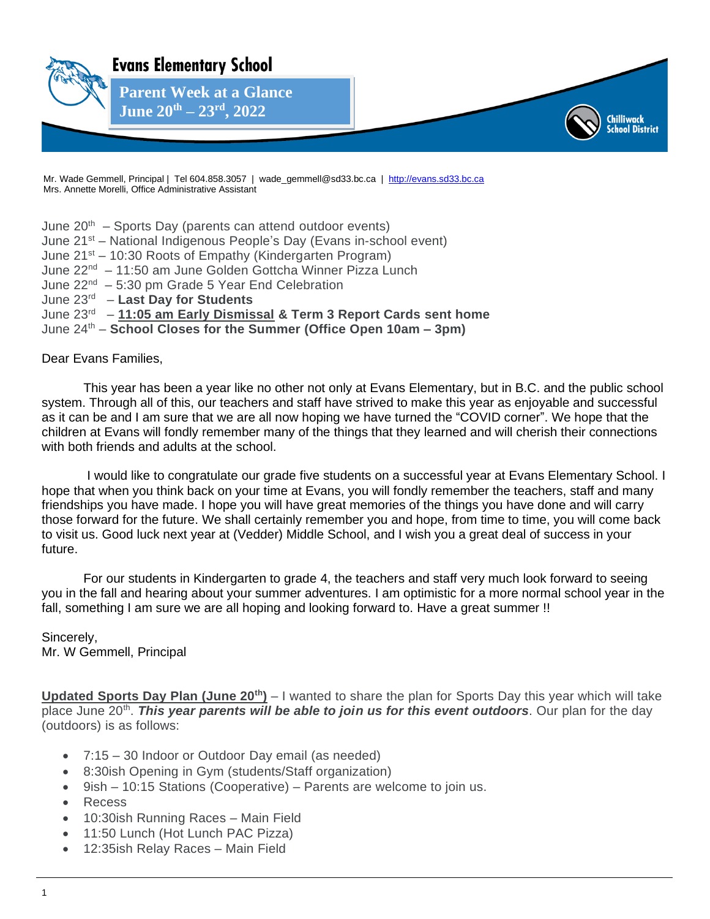# Evans Elementary School

## Parent Week at a Glance
## June 20th – 23rd, 2022

Chilliwack School District

Mr. Wade Gemmell, Principal | Tel 604.858.3057 | wade_gemmell@sd33.bc.ca | http://evans.sd33.bc.ca
Mrs. Annette Morelli, Office Administrative Assistant

June 20th – Sports Day (parents can attend outdoor events)
June 21st – National Indigenous People's Day (Evans in-school event)
June 21st – 10:30 Roots of Empathy (Kindergarten Program)
June 22nd – 11:50 am June Golden Gottcha Winner Pizza Lunch
June 22nd – 5:30 pm Grade 5 Year End Celebration
June 23rd – **Last Day for Students**
June 23rd – **11:05 am Early Dismissal & Term 3 Report Cards sent home**
June 24th – **School Closes for the Summer (Office Open 10am – 3pm)**

Dear Evans Families,

This year has been a year like no other not only at Evans Elementary, but in B.C. and the public school system. Through all of this, our teachers and staff have strived to make this year as enjoyable and successful as it can be and I am sure that we are all now hoping we have turned the "COVID corner". We hope that the children at Evans will fondly remember many of the things that they learned and will cherish their connections with both friends and adults at the school.

I would like to congratulate our grade five students on a successful year at Evans Elementary School. I hope that when you think back on your time at Evans, you will fondly remember the teachers, staff and many friendships you have made. I hope you will have great memories of the things you have done and will carry those forward for the future. We shall certainly remember you and hope, from time to time, you will come back to visit us. Good luck next year at (Vedder) Middle School, and I wish you a great deal of success in your future.

For our students in Kindergarten to grade 4, the teachers and staff very much look forward to seeing you in the fall and hearing about your summer adventures. I am optimistic for a more normal school year in the fall, something I am sure we are all hoping and looking forward to. Have a great summer !!

Sincerely,
Mr. W Gemmell, Principal

**Updated Sports Day Plan (June 20th)** – I wanted to share the plan for Sports Day this year which will take place June 20th. ***This year parents will be able to join us for this event outdoors***. Our plan for the day (outdoors) is as follows:

- 7:15 – 30 Indoor or Outdoor Day email (as needed)
- 8:30ish Opening in Gym (students/Staff organization)
- 9ish – 10:15 Stations (Cooperative) – Parents are welcome to join us.
- Recess
- 10:30ish Running Races – Main Field
- 11:50 Lunch (Hot Lunch PAC Pizza)
- 12:35ish Relay Races – Main Field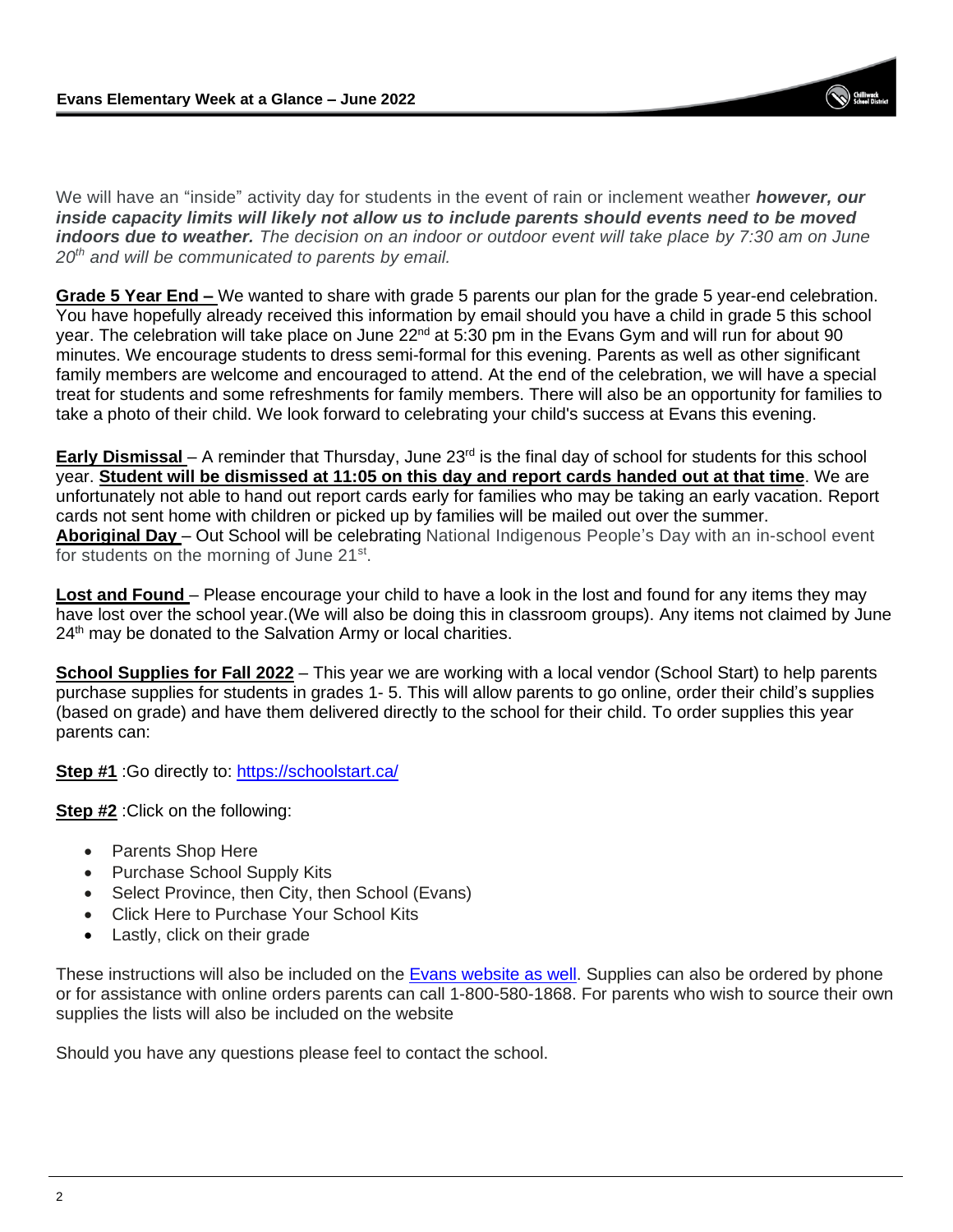We will have an "inside" activity day for students in the event of rain or inclement weather ***however, our inside capacity limits will likely not allow us to include parents should events need to be moved indoors due to weather.*** *The decision on an indoor or outdoor event will take place by 7:30 am on June 20th and will be communicated to parents by email.*

**Grade 5 Year End –** We wanted to share with grade 5 parents our plan for the grade 5 year-end celebration. You have hopefully already received this information by email should you have a child in grade 5 this school year. The celebration will take place on June 22nd at 5:30 pm in the Evans Gym and will run for about 90 minutes. We encourage students to dress semi-formal for this evening. Parents as well as other significant family members are welcome and encouraged to attend. At the end of the celebration, we will have a special treat for students and some refreshments for family members. There will also be an opportunity for families to take a photo of their child. We look forward to celebrating your child's success at Evans this evening.

**Early Dismissal** – A reminder that Thursday, June 23rd is the final day of school for students for this school year. **Student will be dismissed at 11:05 on this day and report cards handed out at that time**. We are unfortunately not able to hand out report cards early for families who may be taking an early vacation. Report cards not sent home with children or picked up by families will be mailed out over the summer.
**Aboriginal Day** – Out School will be celebrating National Indigenous People's Day with an in-school event for students on the morning of June 21st.

**Lost and Found** – Please encourage your child to have a look in the lost and found for any items they may have lost over the school year.(We will also be doing this in classroom groups). Any items not claimed by June 24th may be donated to the Salvation Army or local charities.

**School Supplies for Fall 2022** – This year we are working with a local vendor (School Start) to help parents purchase supplies for students in grades 1- 5. This will allow parents to go online, order their child's supplies (based on grade) and have them delivered directly to the school for their child. To order supplies this year parents can:

**Step #1** :Go directly to: https://schoolstart.ca/

**Step #2** :Click on the following:

- Parents Shop Here
- Purchase School Supply Kits
- Select Province, then City, then School (Evans)
- Click Here to Purchase Your School Kits
- Lastly, click on their grade

These instructions will also be included on the Evans website as well. Supplies can also be ordered by phone or for assistance with online orders parents can call 1-800-580-1868. For parents who wish to source their own supplies the lists will also be included on the website

Should you have any questions please feel to contact the school.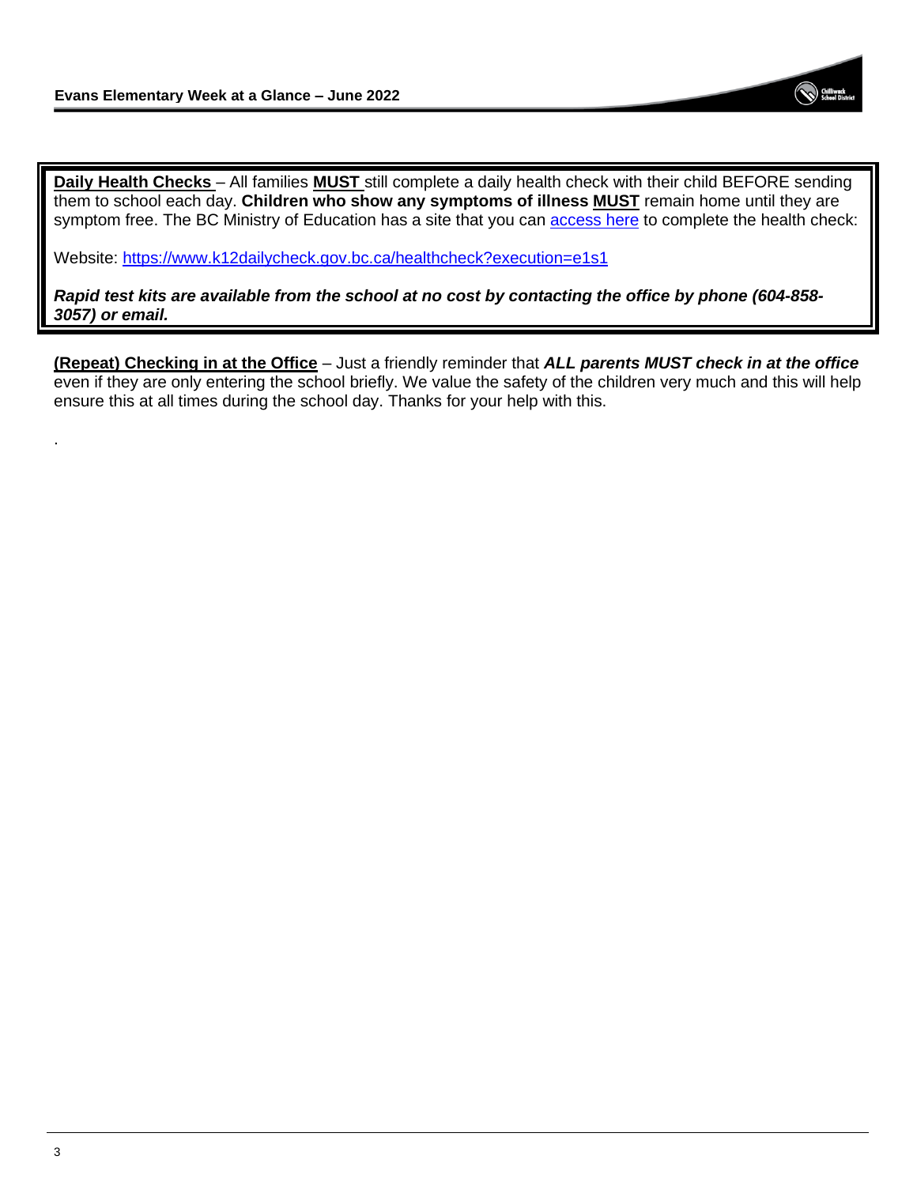**Daily Health Checks** – All families **MUST** still complete a daily health check with their child BEFORE sending them to school each day. **Children who show any symptoms of illness MUST** remain home until they are symptom free. The BC Ministry of Education has a site that you can [access here](https://www.k12dailycheck.gov.bc.ca/healthcheck?execution=e1s1) to complete the health check:

Website: https://www.k12dailycheck.gov.bc.ca/healthcheck?execution=e1s1

***Rapid test kits are available from the school at no cost by contacting the office by phone (604-858-3057) or email.***

**(Repeat) Checking in at the Office** – Just a friendly reminder that ***ALL parents MUST check in at the office*** even if they are only entering the school briefly. We value the safety of the children very much and this will help ensure this at all times during the school day. Thanks for your help with this.

.